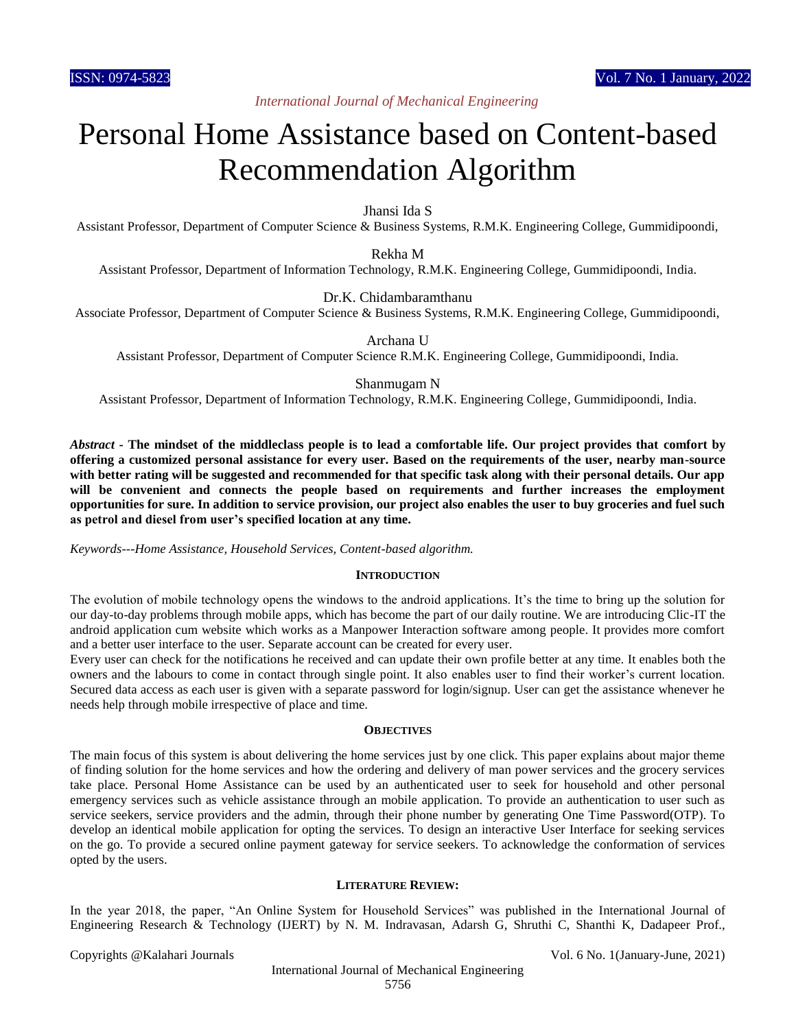# Personal Home Assistance based on Content-based Recommendation Algorithm

Jhansi Ida S

Assistant Professor, Department of Computer Science & Business Systems, R.M.K. Engineering College, Gummidipoondi,

Rekha M

Assistant Professor, Department of Information Technology, R.M.K. Engineering College, Gummidipoondi, India.

Dr.K. Chidambaramthanu

Associate Professor, Department of Computer Science & Business Systems, R.M.K. Engineering College, Gummidipoondi,

Archana U

Assistant Professor, Department of Computer Science R.M.K. Engineering College, Gummidipoondi, India.

Shanmugam N

Assistant Professor, Department of Information Technology, R.M.K. Engineering College, Gummidipoondi, India.

***Abstract* - The mindset of the middleclass people is to lead a comfortable life. Our project provides that comfort by offering a customized personal assistance for every user. Based on the requirements of the user, nearby man-source with better rating will be suggested and recommended for that specific task along with their personal details. Our app will be convenient and connects the people based on requirements and further increases the employment opportunities for sure. In addition to service provision, our project also enables the user to buy groceries and fuel such as petrol and diesel from user's specified location at any time.**

*Keywords---Home Assistance, Household Services, Content-based algorithm.*

## INTRODUCTION

The evolution of mobile technology opens the windows to the android applications. It's the time to bring up the solution for our day-to-day problems through mobile apps, which has become the part of our daily routine. We are introducing Clic-IT the android application cum website which works as a Manpower Interaction software among people. It provides more comfort and a better user interface to the user. Separate account can be created for every user.

Every user can check for the notifications he received and can update their own profile better at any time. It enables both the owners and the labours to come in contact through single point. It also enables user to find their worker's current location. Secured data access as each user is given with a separate password for login/signup. User can get the assistance whenever he needs help through mobile irrespective of place and time.

## OBJECTIVES

The main focus of this system is about delivering the home services just by one click. This paper explains about major theme of finding solution for the home services and how the ordering and delivery of man power services and the grocery services take place. Personal Home Assistance can be used by an authenticated user to seek for household and other personal emergency services such as vehicle assistance through an mobile application. To provide an authentication to user such as service seekers, service providers and the admin, through their phone number by generating One Time Password(OTP). To develop an identical mobile application for opting the services. To design an interactive User Interface for seeking services on the go. To provide a secured online payment gateway for service seekers. To acknowledge the conformation of services opted by the users.

## LITERATURE REVIEW:

In the year 2018, the paper, "An Online System for Household Services" was published in the International Journal of Engineering Research & Technology (IJERT) by N. M. Indravasan, Adarsh G, Shruthi C, Shanthi K, Dadapeer Prof.,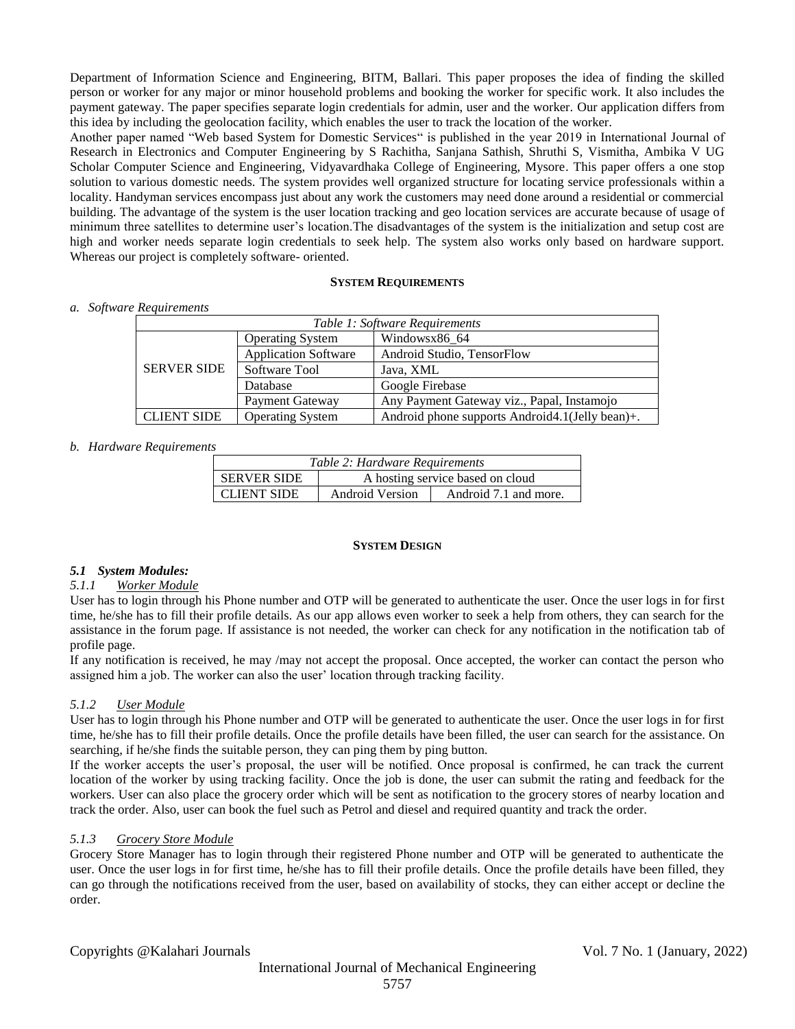Department of Information Science and Engineering, BITM, Ballari. This paper proposes the idea of finding the skilled person or worker for any major or minor household problems and booking the worker for specific work. It also includes the payment gateway. The paper specifies separate login credentials for admin, user and the worker. Our application differs from this idea by including the geolocation facility, which enables the user to track the location of the worker.

Another paper named "Web based System for Domestic Services" is published in the year 2019 in International Journal of Research in Electronics and Computer Engineering by S Rachitha, Sanjana Sathish, Shruthi S, Vismitha, Ambika V UG Scholar Computer Science and Engineering, Vidyavardhaka College of Engineering, Mysore. This paper offers a one stop solution to various domestic needs. The system provides well organized structure for locating service professionals within a locality. Handyman services encompass just about any work the customers may need done around a residential or commercial building. The advantage of the system is the user location tracking and geo location services are accurate because of usage of minimum three satellites to determine user's location.The disadvantages of the system is the initialization and setup cost are high and worker needs separate login credentials to seek help. The system also works only based on hardware support. Whereas our project is completely software- oriented.

## SYSTEM REQUIREMENTS

*a. Software Requirements*

*Table 1: Software Requirements*

| | | |
|---|---|---|
| SERVER SIDE | Operating System | Windowsx86_64 |
| | Application Software | Android Studio, TensorFlow |
| | Software Tool | Java, XML |
| | Database | Google Firebase |
| | Payment Gateway | Any Payment Gateway viz., Papal, Instamojo |
| CLIENT SIDE | Operating System | Android phone supports Android4.1(Jelly bean)+. |

*b. Hardware Requirements*

*Table 2: Hardware Requirements*

| | | |
|---|---|---|
| SERVER SIDE | A hosting service based on cloud | |
| CLIENT SIDE | Android Version | Android 7.1 and more. |

## SYSTEM DESIGN

### *5.1 System Modules:*

#### *5.1.1 Worker Module*

User has to login through his Phone number and OTP will be generated to authenticate the user. Once the user logs in for first time, he/she has to fill their profile details. As our app allows even worker to seek a help from others, they can search for the assistance in the forum page. If assistance is not needed, the worker can check for any notification in the notification tab of profile page.

If any notification is received, he may /may not accept the proposal. Once accepted, the worker can contact the person who assigned him a job. The worker can also the user' location through tracking facility.

#### *5.1.2 User Module*

User has to login through his Phone number and OTP will be generated to authenticate the user. Once the user logs in for first time, he/she has to fill their profile details. Once the profile details have been filled, the user can search for the assistance. On searching, if he/she finds the suitable person, they can ping them by ping button.

If the worker accepts the user's proposal, the user will be notified. Once proposal is confirmed, he can track the current location of the worker by using tracking facility. Once the job is done, the user can submit the rating and feedback for the workers. User can also place the grocery order which will be sent as notification to the grocery stores of nearby location and track the order. Also, user can book the fuel such as Petrol and diesel and required quantity and track the order.

#### *5.1.3 Grocery Store Module*

Grocery Store Manager has to login through their registered Phone number and OTP will be generated to authenticate the user. Once the user logs in for first time, he/she has to fill their profile details. Once the profile details have been filled, they can go through the notifications received from the user, based on availability of stocks, they can either accept or decline the order.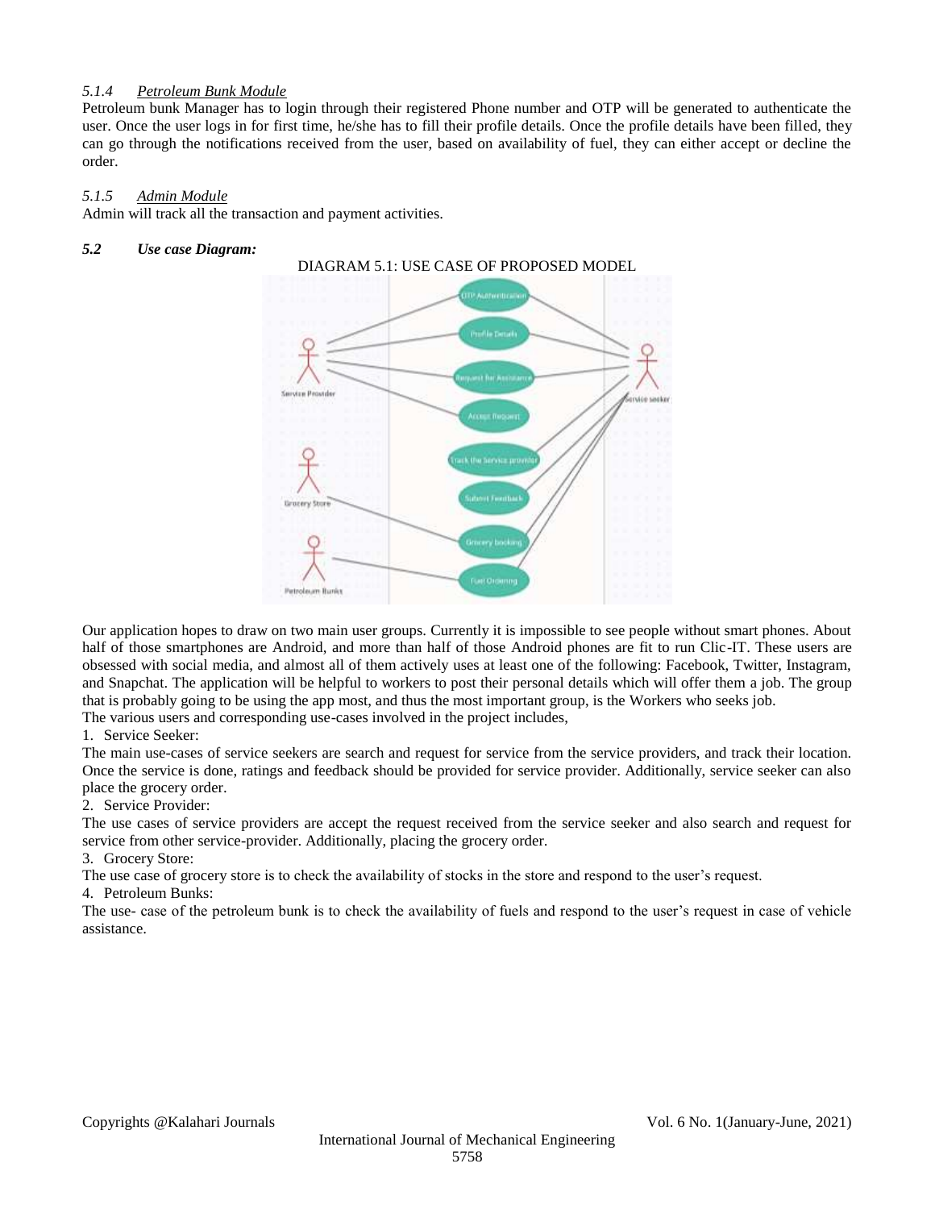### *5.1.4 Petroleum Bunk Module*

Petroleum bunk Manager has to login through their registered Phone number and OTP will be generated to authenticate the user. Once the user logs in for first time, he/she has to fill their profile details. Once the profile details have been filled, they can go through the notifications received from the user, based on availability of fuel, they can either accept or decline the order.

### *5.1.5 Admin Module*

Admin will track all the transaction and payment activities.

## ***5.2 Use case Diagram:***

DIAGRAM 5.1: USE CASE OF PROPOSED MODEL

Our application hopes to draw on two main user groups. Currently it is impossible to see people without smart phones. About half of those smartphones are Android, and more than half of those Android phones are fit to run Clic-IT. These users are obsessed with social media, and almost all of them actively uses at least one of the following: Facebook, Twitter, Instagram, and Snapchat. The application will be helpful to workers to post their personal details which will offer them a job. The group that is probably going to be using the app most, and thus the most important group, is the Workers who seeks job.

The various users and corresponding use-cases involved in the project includes,

1. Service Seeker:

The main use-cases of service seekers are search and request for service from the service providers, and track their location. Once the service is done, ratings and feedback should be provided for service provider. Additionally, service seeker can also place the grocery order.

2. Service Provider:

The use cases of service providers are accept the request received from the service seeker and also search and request for service from other service-provider. Additionally, placing the grocery order.

3. Grocery Store:

The use case of grocery store is to check the availability of stocks in the store and respond to the user's request.

4. Petroleum Bunks:

The use- case of the petroleum bunk is to check the availability of fuels and respond to the user's request in case of vehicle assistance.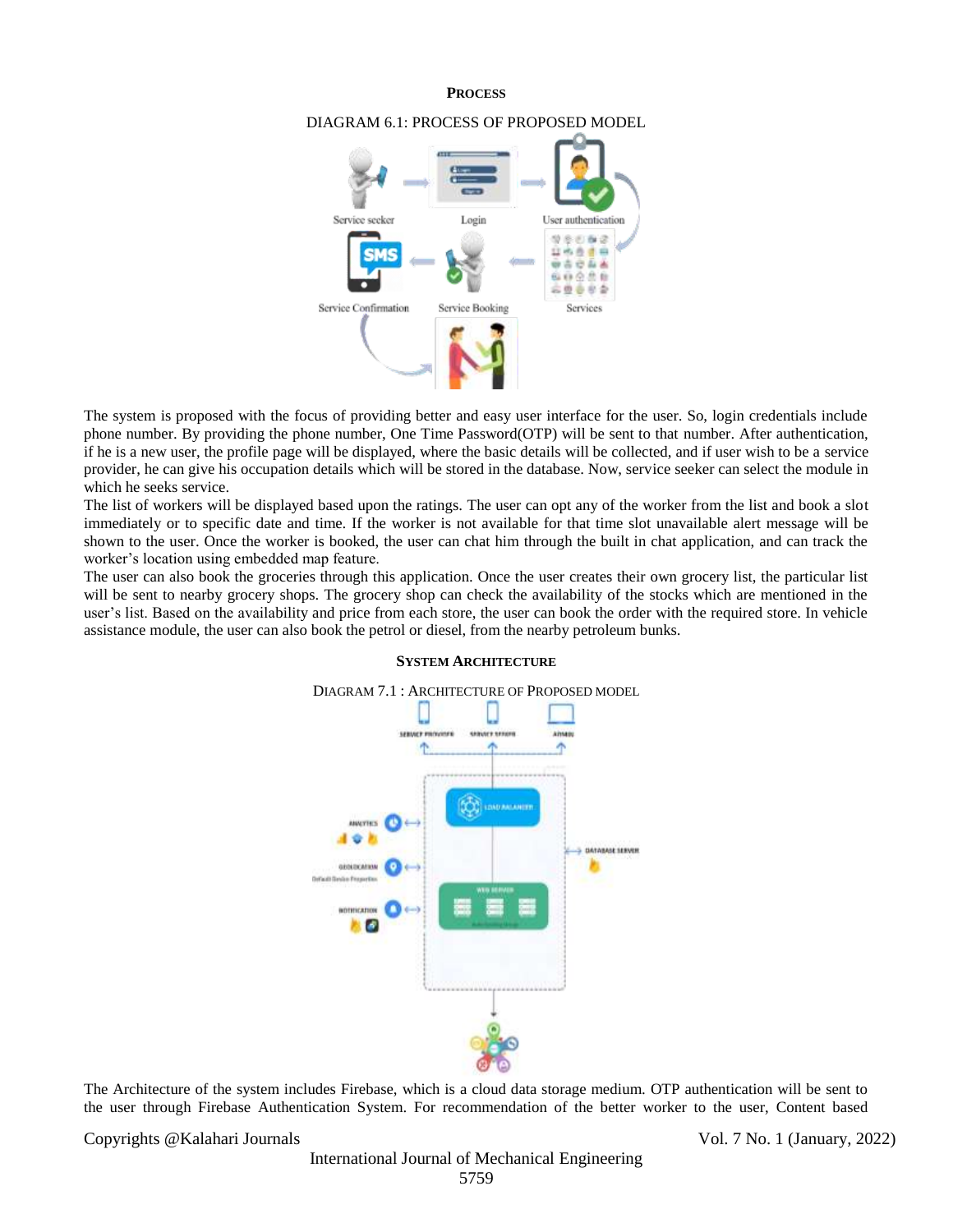## PROCESS

DIAGRAM 6.1: PROCESS OF PROPOSED MODEL

The system is proposed with the focus of providing better and easy user interface for the user. So, login credentials include phone number. By providing the phone number, One Time Password(OTP) will be sent to that number. After authentication, if he is a new user, the profile page will be displayed, where the basic details will be collected, and if user wish to be a service provider, he can give his occupation details which will be stored in the database. Now, service seeker can select the module in which he seeks service.

The list of workers will be displayed based upon the ratings. The user can opt any of the worker from the list and book a slot immediately or to specific date and time. If the worker is not available for that time slot unavailable alert message will be shown to the user. Once the worker is booked, the user can chat him through the built in chat application, and can track the worker's location using embedded map feature.

The user can also book the groceries through this application. Once the user creates their own grocery list, the particular list will be sent to nearby grocery shops. The grocery shop can check the availability of the stocks which are mentioned in the user's list. Based on the availability and price from each store, the user can book the order with the required store. In vehicle assistance module, the user can also book the petrol or diesel, from the nearby petroleum bunks.

## SYSTEM ARCHITECTURE

DIAGRAM 7.1 : ARCHITECTURE OF PROPOSED MODEL

The Architecture of the system includes Firebase, which is a cloud data storage medium. OTP authentication will be sent to the user through Firebase Authentication System. For recommendation of the better worker to the user, Content based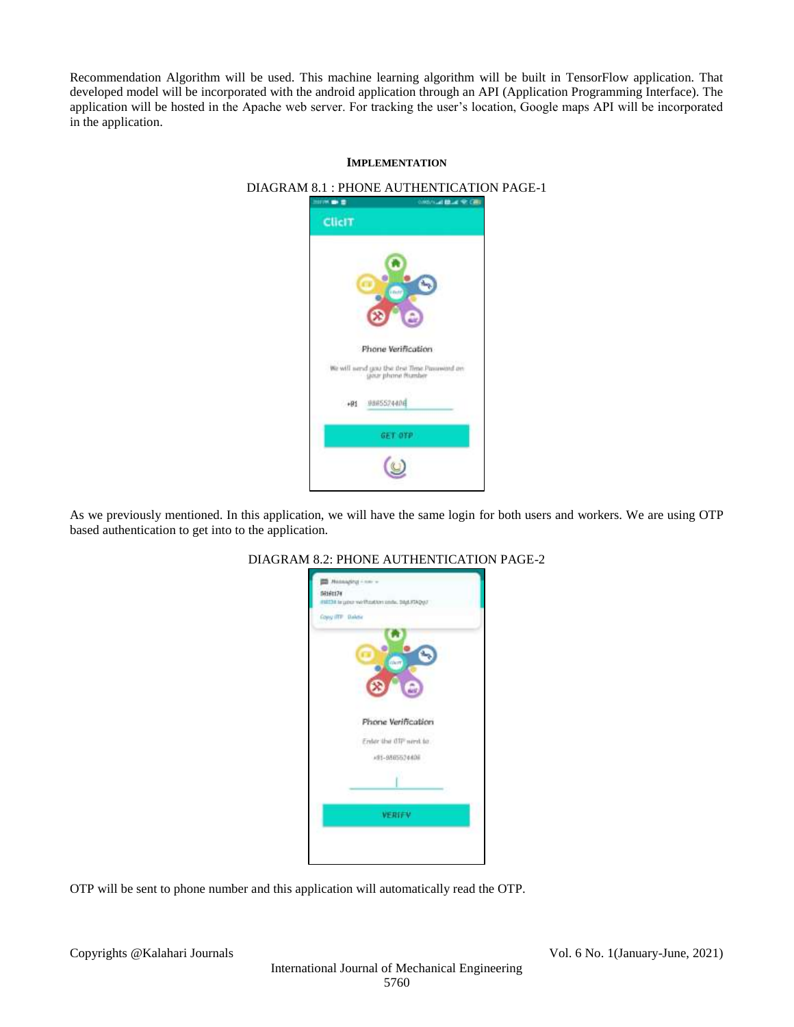Recommendation Algorithm will be used. This machine learning algorithm will be built in TensorFlow application. That developed model will be incorporated with the android application through an API (Application Programming Interface). The application will be hosted in the Apache web server. For tracking the user's location, Google maps API will be incorporated in the application.

## IMPLEMENTATION

DIAGRAM 8.1 : PHONE AUTHENTICATION PAGE-1

As we previously mentioned. In this application, we will have the same login for both users and workers. We are using OTP based authentication to get into to the application.

DIAGRAM 8.2: PHONE AUTHENTICATION PAGE-2

OTP will be sent to phone number and this application will automatically read the OTP.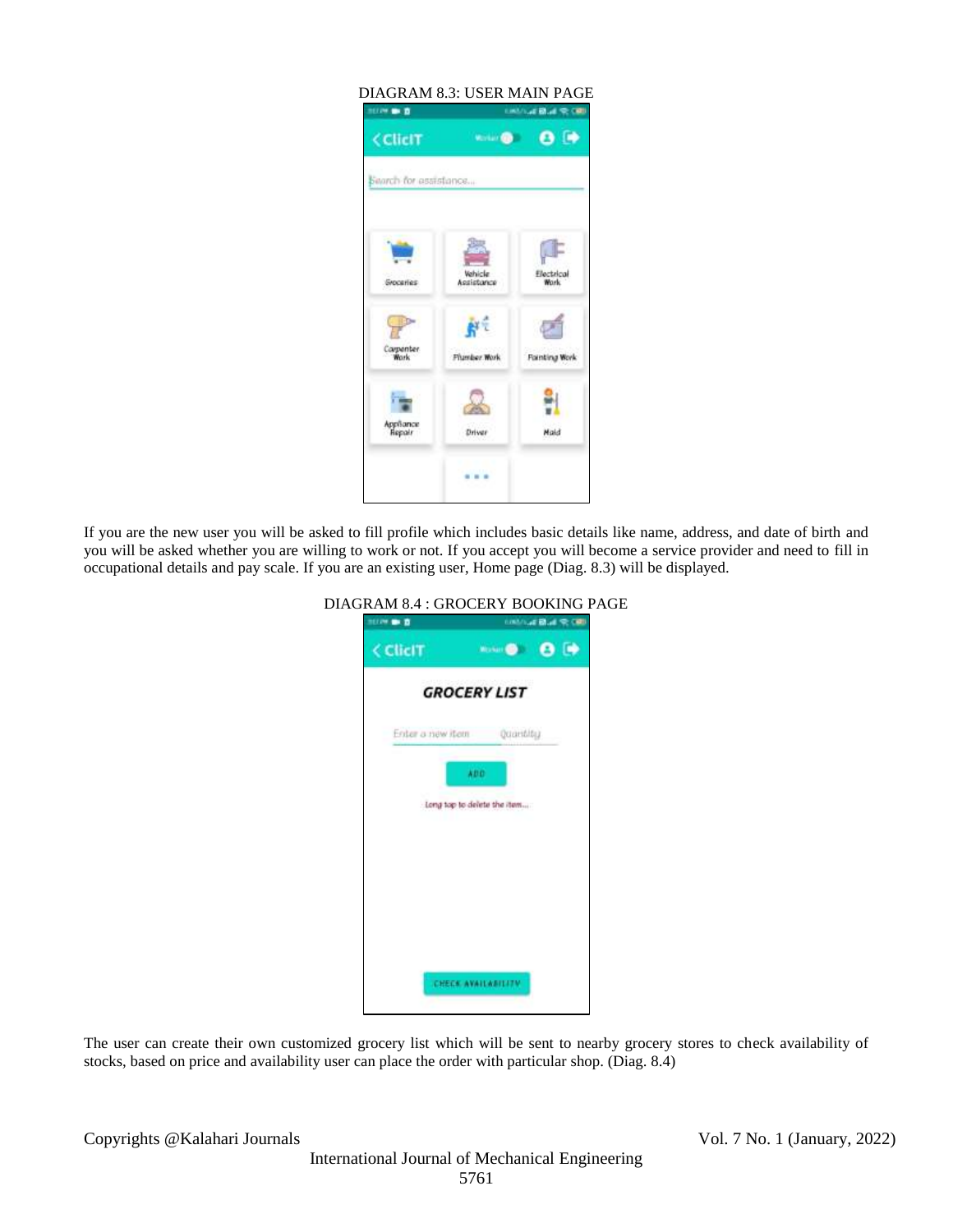DIAGRAM 8.3: USER MAIN PAGE

If you are the new user you will be asked to fill profile which includes basic details like name, address, and date of birth and you will be asked whether you are willing to work or not. If you accept you will become a service provider and need to fill in occupational details and pay scale. If you are an existing user, Home page (Diag. 8.3) will be displayed.

DIAGRAM 8.4 : GROCERY BOOKING PAGE

The user can create their own customized grocery list which will be sent to nearby grocery stores to check availability of stocks, based on price and availability user can place the order with particular shop. (Diag. 8.4)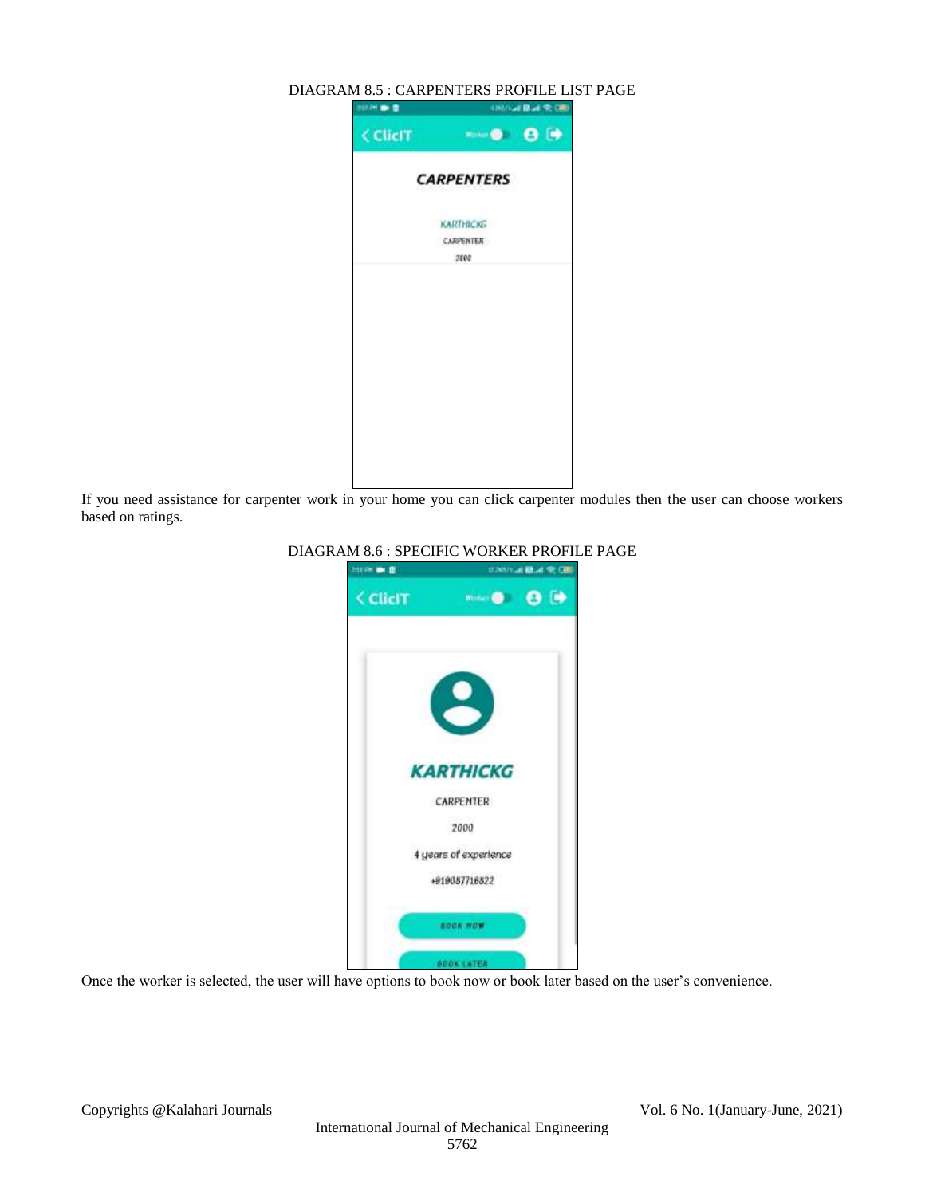DIAGRAM 8.5 : CARPENTERS PROFILE LIST PAGE

If you need assistance for carpenter work in your home you can click carpenter modules then the user can choose workers based on ratings.

DIAGRAM 8.6 : SPECIFIC WORKER PROFILE PAGE

Once the worker is selected, the user will have options to book now or book later based on the user's convenience.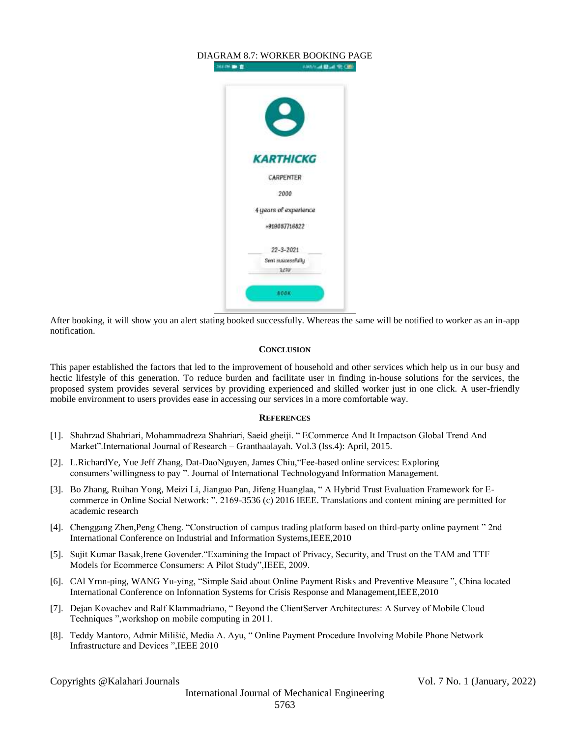DIAGRAM 8.7: WORKER BOOKING PAGE

After booking, it will show you an alert stating booked successfully. Whereas the same will be notified to worker as an in-app notification.

## CONCLUSION

This paper established the factors that led to the improvement of household and other services which help us in our busy and hectic lifestyle of this generation. To reduce burden and facilitate user in finding in-house solutions for the services, the proposed system provides several services by providing experienced and skilled worker just in one click. A user-friendly mobile environment to users provides ease in accessing our services in a more comfortable way.

## REFERENCES

[1]. Shahrzad Shahriari, Mohammadreza Shahriari, Saeid gheiji. " ECommerce And It Impactson Global Trend And Market".International Journal of Research – Granthaalayah. Vol.3 (Iss.4): April, 2015.

[2]. L.RichardYe, Yue Jeff Zhang, Dat-DaoNguyen, James Chiu,"Fee-based online services: Exploring consumers'willingness to pay ". Journal of International Technologyand Information Management.

[3]. Bo Zhang, Ruihan Yong, Meizi Li, Jianguo Pan, Jifeng Huanglaa, " A Hybrid Trust Evaluation Framework for E-commerce in Online Social Network: ". 2169-3536 (c) 2016 IEEE. Translations and content mining are permitted for academic research

[4]. Chenggang Zhen,Peng Cheng. "Construction of campus trading platform based on third-party online payment " 2nd International Conference on Industrial and Information Systems,IEEE,2010

[5]. Sujit Kumar Basak,Irene Govender."Examining the Impact of Privacy, Security, and Trust on the TAM and TTF Models for Ecommerce Consumers: A Pilot Study",IEEE, 2009.

[6]. CAl Yrnn-ping, WANG Yu-ying, "Simple Said about Online Payment Risks and Preventive Measure ", China located International Conference on Infonnation Systems for Crisis Response and Management,IEEE,2010

[7]. Dejan Kovachev and Ralf Klammadriano, " Beyond the ClientServer Architectures: A Survey of Mobile Cloud Techniques ",workshop on mobile computing in 2011.

[8]. Teddy Mantoro, Admir Milišić, Media A. Ayu, " Online Payment Procedure Involving Mobile Phone Network Infrastructure and Devices ",IEEE 2010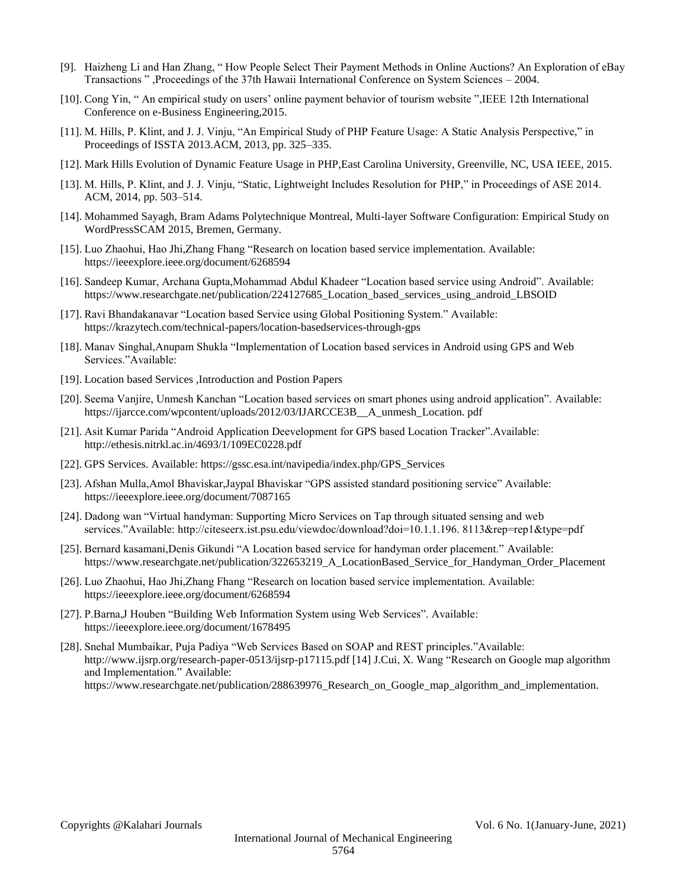[9]. Haizheng Li and Han Zhang, " How People Select Their Payment Methods in Online Auctions? An Exploration of eBay Transactions " ,Proceedings of the 37th Hawaii International Conference on System Sciences – 2004.

[10]. Cong Yin, " An empirical study on users' online payment behavior of tourism website ",IEEE 12th International Conference on e-Business Engineering,2015.

[11]. M. Hills, P. Klint, and J. J. Vinju, "An Empirical Study of PHP Feature Usage: A Static Analysis Perspective," in Proceedings of ISSTA 2013.ACM, 2013, pp. 325–335.

[12]. Mark Hills Evolution of Dynamic Feature Usage in PHP,East Carolina University, Greenville, NC, USA IEEE, 2015.

[13]. M. Hills, P. Klint, and J. J. Vinju, "Static, Lightweight Includes Resolution for PHP," in Proceedings of ASE 2014. ACM, 2014, pp. 503–514.

[14]. Mohammed Sayagh, Bram Adams Polytechnique Montreal, Multi-layer Software Configuration: Empirical Study on WordPressSCAM 2015, Bremen, Germany.

[15]. Luo Zhaohui, Hao Jhi,Zhang Fhang "Research on location based service implementation. Available: https://ieeexplore.ieee.org/document/6268594

[16]. Sandeep Kumar, Archana Gupta,Mohammad Abdul Khadeer "Location based service using Android". Available: https://www.researchgate.net/publication/224127685_Location_based_services_using_android_LBSOID

[17]. Ravi Bhandakanavar "Location based Service using Global Positioning System." Available: https://krazytech.com/technical-papers/location-basedservices-through-gps

[18]. Manav Singhal,Anupam Shukla "Implementation of Location based services in Android using GPS and Web Services."Available:

[19]. Location based Services ,Introduction and Postion Papers

[20]. Seema Vanjire, Unmesh Kanchan "Location based services on smart phones using android application". Available: https://ijarcce.com/wpcontent/uploads/2012/03/IJARCCE3B__A_unmesh_Location. pdf

[21]. Asit Kumar Parida "Android Application Deevelopment for GPS based Location Tracker".Available: http://ethesis.nitrkl.ac.in/4693/1/109EC0228.pdf

[22]. GPS Services. Available: https://gssc.esa.int/navipedia/index.php/GPS_Services

[23]. Afshan Mulla,Amol Bhaviskar,Jaypal Bhaviskar "GPS assisted standard positioning service" Available: https://ieeexplore.ieee.org/document/7087165

[24]. Dadong wan "Virtual handyman: Supporting Micro Services on Tap through situated sensing and web services."Available: http://citeseerx.ist.psu.edu/viewdoc/download?doi=10.1.1.196. 8113&rep=rep1&type=pdf

[25]. Bernard kasamani,Denis Gikundi "A Location based service for handyman order placement." Available: https://www.researchgate.net/publication/322653219_A_LocationBased_Service_for_Handyman_Order_Placement

[26]. Luo Zhaohui, Hao Jhi,Zhang Fhang "Research on location based service implementation. Available: https://ieeexplore.ieee.org/document/6268594

[27]. P.Barna,J Houben "Building Web Information System using Web Services". Available: https://ieeexplore.ieee.org/document/1678495

[28]. Snehal Mumbaikar, Puja Padiya "Web Services Based on SOAP and REST principles."Available: http://www.ijsrp.org/research-paper-0513/ijsrp-p17115.pdf [14] J.Cui, X. Wang "Research on Google map algorithm and Implementation." Available: https://www.researchgate.net/publication/288639976_Research_on_Google_map_algorithm_and_implementation.